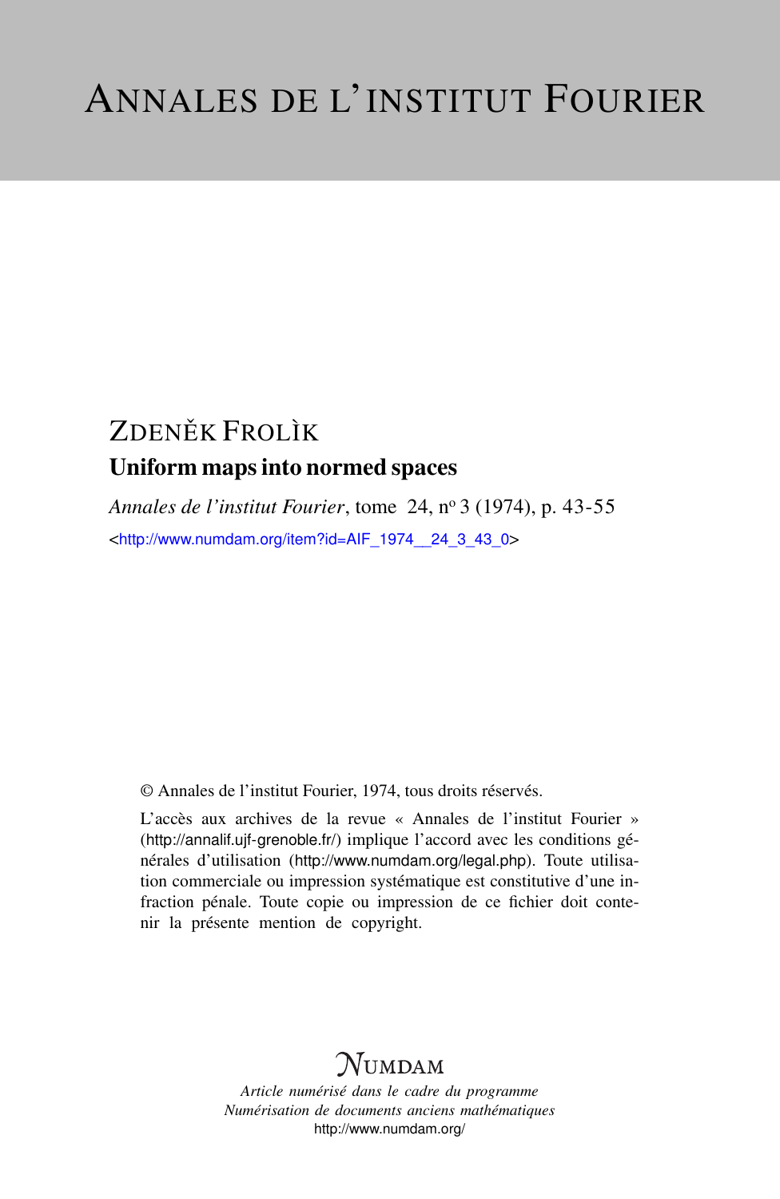# ANNALES DE L'INSTITUT FOURIER

## ZDENĚK FROLÌK

### Uniform maps into normed spaces

*Annales de l'institut Fourier*, tome 24, nº 3 (1974), p. 43-55

<http://www.numdam.org/item?id=AIF_1974__24_3_43_0>

© Annales de l'institut Fourier, 1974, tous droits réservés.

L'accès aux archives de la revue « Annales de l'institut Fourier » (http://annalif.ujf-grenoble.fr/) implique l'accord avec les conditions générales d'utilisation (http://www.numdam.org/legal.php). Toute utilisation commerciale ou impression systématique est constitutive d'une infraction pénale. Toute copie ou impression de ce fichier doit contenir la présente mention de copyright.

NUMDAM

*Article numérisé dans le cadre du programme*
*Numérisation de documents anciens mathématiques*
http://www.numdam.org/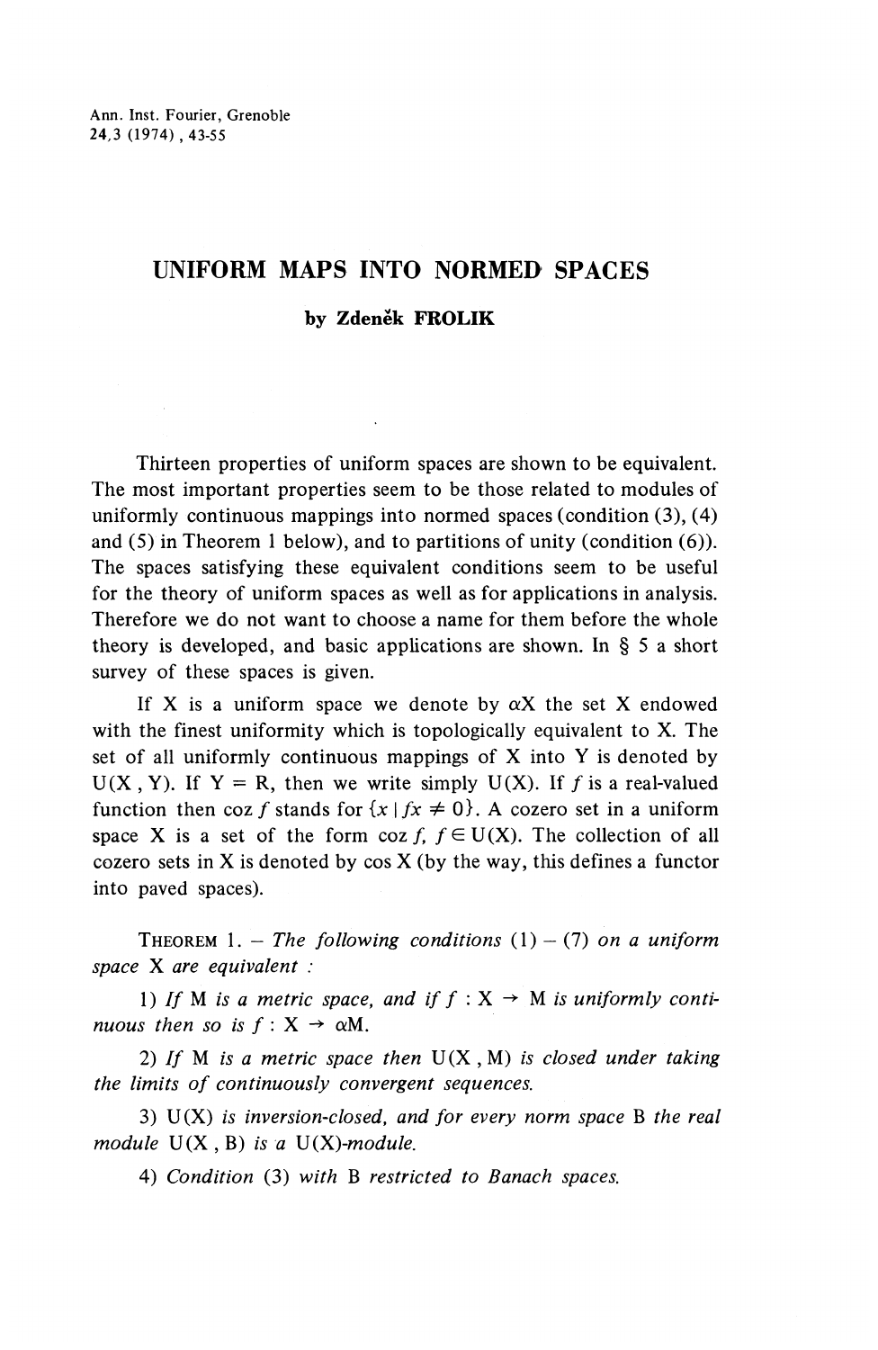# UNIFORM MAPS INTO NORMED SPACES

**by Zdeněk FROLIK**

Thirteen properties of uniform spaces are shown to be equivalent. The most important properties seem to be those related to modules of uniformly continuous mappings into normed spaces (condition (3), (4) and (5) in Theorem 1 below), and to partitions of unity (condition (6)). The spaces satisfying these equivalent conditions seem to be useful for the theory of uniform spaces as well as for applications in analysis. Therefore we do not want to choose a name for them before the whole theory is developed, and basic applications are shown. In § 5 a short survey of these spaces is given.

If X is a uniform space we denote by $\alpha$X the set X endowed with the finest uniformity which is topologically equivalent to X. The set of all uniformly continuous mappings of X into Y is denoted by U(X , Y). If Y = R, then we write simply U(X). If $f$ is a real-valued function then coz $f$ stands for $\{x \mid fx \neq 0\}$. A cozero set in a uniform space X is a set of the form coz $f$, $f \in$ U(X). The collection of all cozero sets in X is denoted by cos X (by the way, this defines a functor into paved spaces).

THEOREM 1. – *The following conditions* (1) – (7) *on a uniform space* X *are equivalent :*

1) *If* M *is a metric space, and if* $f$ : X $\rightarrow$ M *is uniformly continuous then so is* $f$ : X $\rightarrow$ $\alpha$M.

2) *If* M *is a metric space then* U(X , M) *is closed under taking the limits of continuously convergent sequences.*

3) U(X) *is inversion-closed, and for every norm space* B *the real module* U(X , B) *is a* U(X)*-module.*

4) *Condition* (3) *with* B *restricted to Banach spaces.*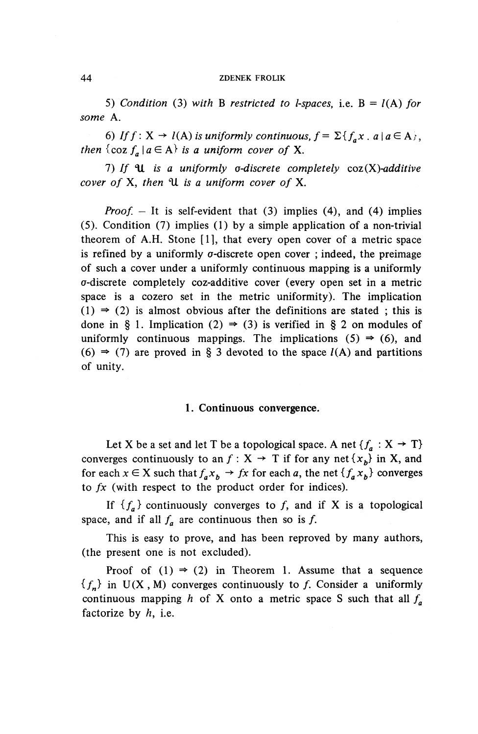5) *Condition* (3) *with* B *restricted to l-spaces,* i.e. $B = l(A)$ *for some* A.

6) *If* $f : X \to l(A)$ *is uniformly continuous,* $f = \Sigma\{f_a x \,.\, a \mid a \in A\}$, *then* $\{\operatorname{coz} f_a \mid a \in A\}$ *is a uniform cover of* X.

7) *If* $\mathcal{U}$ *is a uniformly* $\sigma$*-discrete completely* coz(X)*-additive cover of* X, *then* $\mathcal{U}$ *is a uniform cover of* X.

*Proof.* – It is self-evident that (3) implies (4), and (4) implies (5). Condition (7) implies (1) by a simple application of a non-trivial theorem of A.H. Stone [1], that every open cover of a metric space is refined by a uniformly $\sigma$-discrete open cover ; indeed, the preimage of such a cover under a uniformly continuous mapping is a uniformly $\sigma$-discrete completely coz-additive cover (every open set in a metric space is a cozero set in the metric uniformity). The implication (1) $\Rightarrow$ (2) is almost obvious after the definitions are stated ; this is done in § 1. Implication (2) $\Rightarrow$ (3) is verified in § 2 on modules of uniformly continuous mappings. The implications (5) $\Rightarrow$ (6), and (6) $\Rightarrow$ (7) are proved in § 3 devoted to the space $l(A)$ and partitions of unity.

## 1. Continuous convergence.

Let X be a set and let T be a topological space. A net $\{f_a : X \to T\}$ converges continuously to an $f : X \to T$ if for any net $\{x_b\}$ in X, and for each $x \in X$ such that $f_a x_b \to fx$ for each $a$, the net $\{f_a x_b\}$ converges to $fx$ (with respect to the product order for indices).

If $\{f_a\}$ continuously converges to $f$, and if X is a topological space, and if all $f_a$ are continuous then so is $f$.

This is easy to prove, and has been reproved by many authors, (the present one is not excluded).

Proof of (1) $\Rightarrow$ (2) in Theorem 1. Assume that a sequence $\{f_n\}$ in $U(X, M)$ converges continuously to $f$. Consider a uniformly continuous mapping $h$ of X onto a metric space S such that all $f_a$ factorize by $h$, i.e.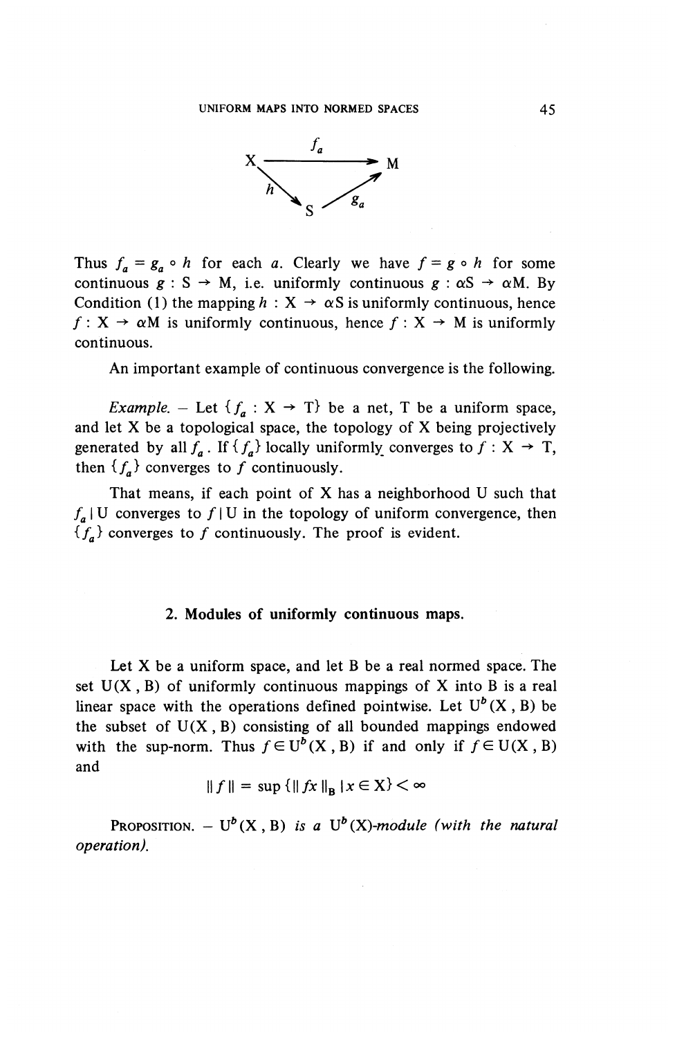$$\begin{array}{ccc} X & \xrightarrow{f_a} & M \\ & {\scriptstyle h}\searrow \quad \nearrow{\scriptstyle g_a} & \\ & S & \end{array}$$

Thus $f_a = g_a \circ h$ for each $a$. Clearly we have $f = g \circ h$ for some continuous $g : S \to M$, i.e. uniformly continuous $g : \alpha S \to \alpha M$. By Condition (1) the mapping $h : X \to \alpha S$ is uniformly continuous, hence $f : X \to \alpha M$ is uniformly continuous, hence $f : X \to M$ is uniformly continuous.

An important example of continuous convergence is the following.

*Example.* – Let $\{f_a : X \to T\}$ be a net, T be a uniform space, and let X be a topological space, the topology of X being projectively generated by all $f_a$. If $\{f_a\}$ locally uniformly converges to $f : X \to T$, then $\{f_a\}$ converges to $f$ continuously.

That means, if each point of X has a neighborhood U such that $f_a | U$ converges to $f | U$ in the topology of uniform convergence, then $\{f_a\}$ converges to $f$ continuously. The proof is evident.

## 2. Modules of uniformly continuous maps.

Let X be a uniform space, and let B be a real normed space. The set U(X , B) of uniformly continuous mappings of X into B is a real linear space with the operations defined pointwise. Let $U^b(X, B)$ be the subset of U(X , B) consisting of all bounded mappings endowed with the sup-norm. Thus $f \in U^b(X, B)$ if and only if $f \in U(X, B)$ and

$$\| f \| = \sup \{ \| fx \|_B \mid x \in X \} < \infty$$

PROPOSITION. – *$U^b(X, B)$ is a $U^b(X)$-module (with the natural operation).*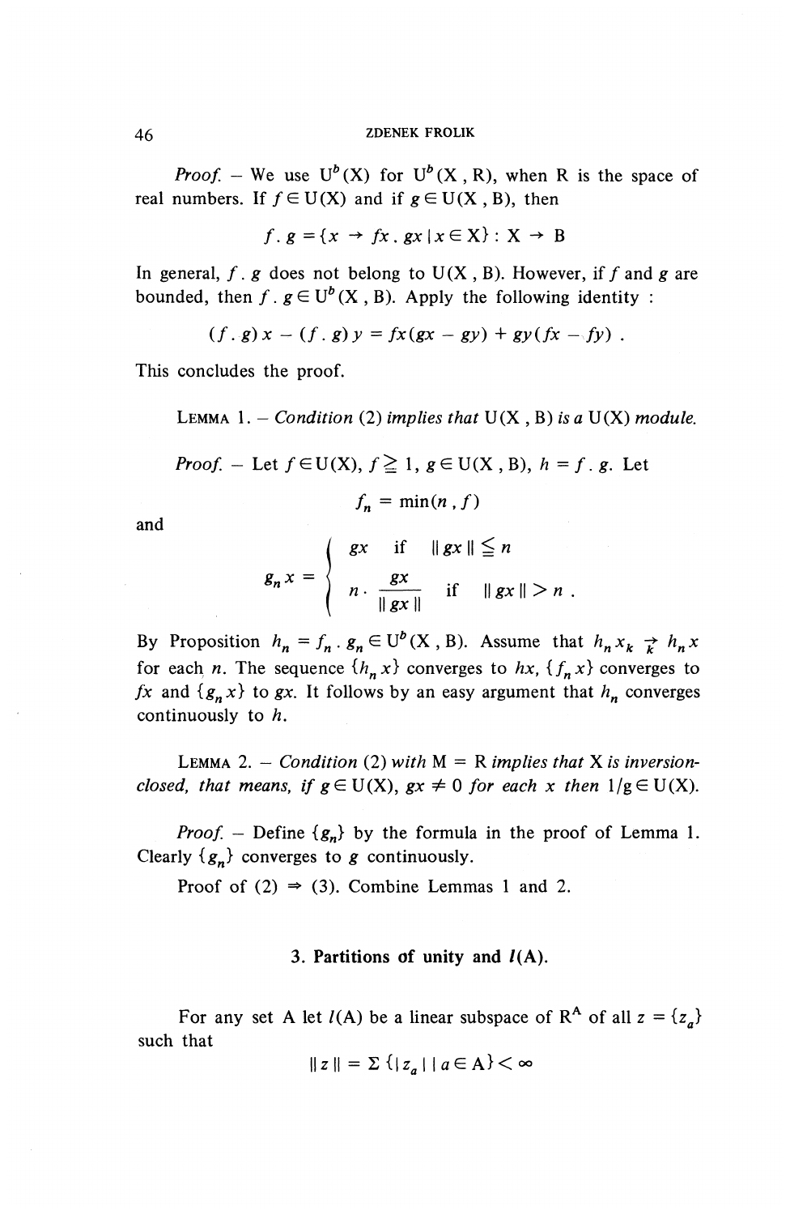*Proof.* – We use $U^b(X)$ for $U^b(X, R)$, when R is the space of real numbers. If $f \in U(X)$ and if $g \in U(X, B)$, then

$$f \,.\, g = \{x \to fx \,.\, gx \mid x \in X\} : X \to B$$

In general, $f \,.\, g$ does not belong to $U(X, B)$. However, if $f$ and $g$ are bounded, then $f \,.\, g \in U^b(X, B)$. Apply the following identity :

$$(f \,.\, g)\, x - (f \,.\, g)\, y = fx(gx - gy) + gy(fx - fy) \;.$$

This concludes the proof.

LEMMA 1. – *Condition* (2) *implies that* $U(X, B)$ *is a* $U(X)$ *module.*

*Proof.* – Let $f \in U(X)$, $f \geqq 1$, $g \in U(X, B)$, $h = f \,.\, g$. Let

$$f_n = \min(n, f)$$

and

$$g_n x = \begin{cases} gx & \text{if} \quad \| gx \| \leqq n \\ n \cdot \dfrac{gx}{\| gx \|} & \text{if} \quad \| gx \| > n \;. \end{cases}$$

By Proposition $h_n = f_n \cdot g_n \in U^b(X, B)$. Assume that $h_n x_k \underset{k}{\to} h_n x$ for each $n$. The sequence $\{h_n x\}$ converges to $hx$, $\{f_n x\}$ converges to $fx$ and $\{g_n x\}$ to $gx$. It follows by an easy argument that $h_n$ converges continuously to $h$.

LEMMA 2. – *Condition* (2) *with* $M = R$ *implies that* X *is inversion-closed, that means, if* $g \in U(X)$, $gx \neq 0$ *for each* $x$ *then* $1/g \in U(X)$.

*Proof.* – Define $\{g_n\}$ by the formula in the proof of Lemma 1. Clearly $\{g_n\}$ converges to $g$ continuously.

Proof of (2) $\Rightarrow$ (3). Combine Lemmas 1 and 2.

## 3. Partitions of unity and $l(A)$.

For any set A let $l(A)$ be a linear subspace of $R^A$ of all $z = \{z_a\}$ such that

$$\| z \| = \Sigma \{ | z_a | \mid a \in A \} < \infty$$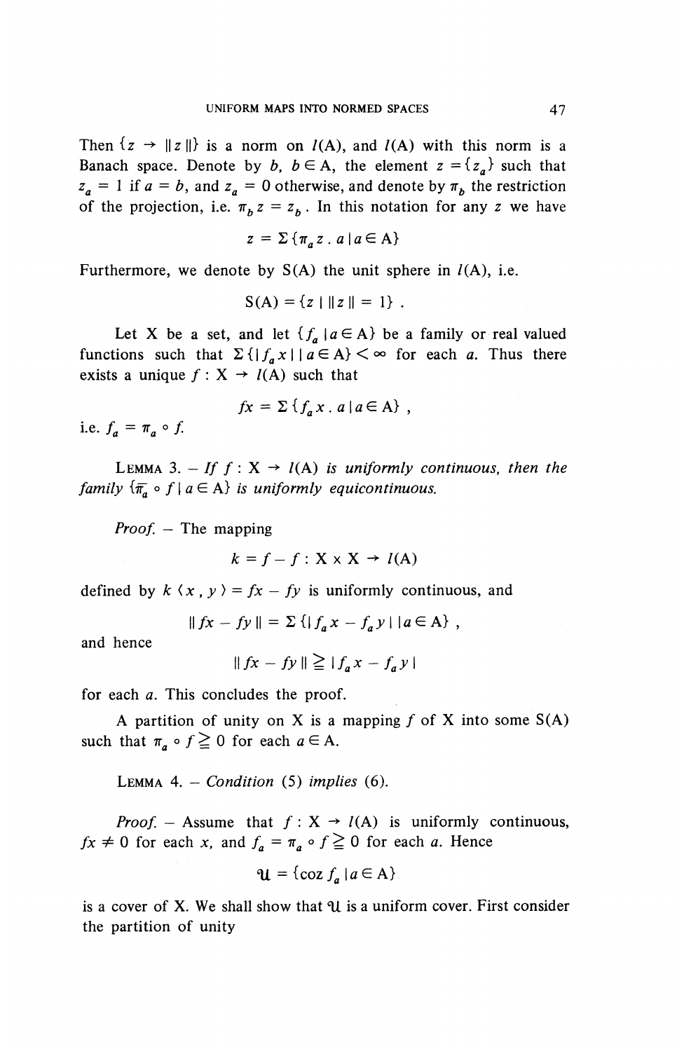Then $\{z \to \|z\|\}$ is a norm on $l(\mathrm{A})$, and $l(\mathrm{A})$ with this norm is a Banach space. Denote by $b$, $b \in \mathrm{A}$, the element $z = \{z_a\}$ such that $z_a = 1$ if $a = b$, and $z_a = 0$ otherwise, and denote by $\pi_b$ the restriction of the projection, i.e. $\pi_b z = z_b$. In this notation for any $z$ we have

$$z = \Sigma \{\pi_a z \,.\, a \mid a \in \mathrm{A}\}$$

Furthermore, we denote by $\mathrm{S}(\mathrm{A})$ the unit sphere in $l(\mathrm{A})$, i.e.

$$\mathrm{S}(\mathrm{A}) = \{z \mid \|z\| = 1\}\ .$$

Let X be a set, and let $\{f_a \mid a \in \mathrm{A}\}$ be a family or real valued functions such that $\Sigma\{|f_a x| \mid a \in \mathrm{A}\} < \infty$ for each $a$. Thus there exists a unique $f : \mathrm{X} \to l(\mathrm{A})$ such that

$$fx = \Sigma\{f_a x \,.\, a \mid a \in \mathrm{A}\}\ ,$$

i.e. $f_a = \pi_a \circ f$.

Lemma 3. – *If $f : \mathrm{X} \to l(\mathrm{A})$ is uniformly continuous, then the family $\{\pi_a \circ f \mid a \in \mathrm{A}\}$ is uniformly equicontinuous.*

*Proof.* – The mapping

$$k = f - f : \mathrm{X} \times \mathrm{X} \to l(\mathrm{A})$$

defined by $k\langle x, y\rangle = fx - fy$ is uniformly continuous, and

$$\|fx - fy\| = \Sigma\{|f_a x - f_a y| \mid a \in \mathrm{A}\}\ ,$$

and hence

$$\|fx - fy\| \geqq |f_a x - f_a y|$$

for each $a$. This concludes the proof.

A partition of unity on X is a mapping $f$ of X into some $\mathrm{S}(\mathrm{A})$ such that $\pi_a \circ f \geqq 0$ for each $a \in \mathrm{A}$.

Lemma 4. – *Condition* (5) *implies* (6).

*Proof.* – Assume that $f : \mathrm{X} \to l(\mathrm{A})$ is uniformly continuous, $fx \neq 0$ for each $x$, and $f_a = \pi_a \circ f \geqq 0$ for each $a$. Hence

$$\mathcal{U} = \{\operatorname{coz} f_a \mid a \in \mathrm{A}\}$$

is a cover of X. We shall show that $\mathcal{U}$ is a uniform cover. First consider the partition of unity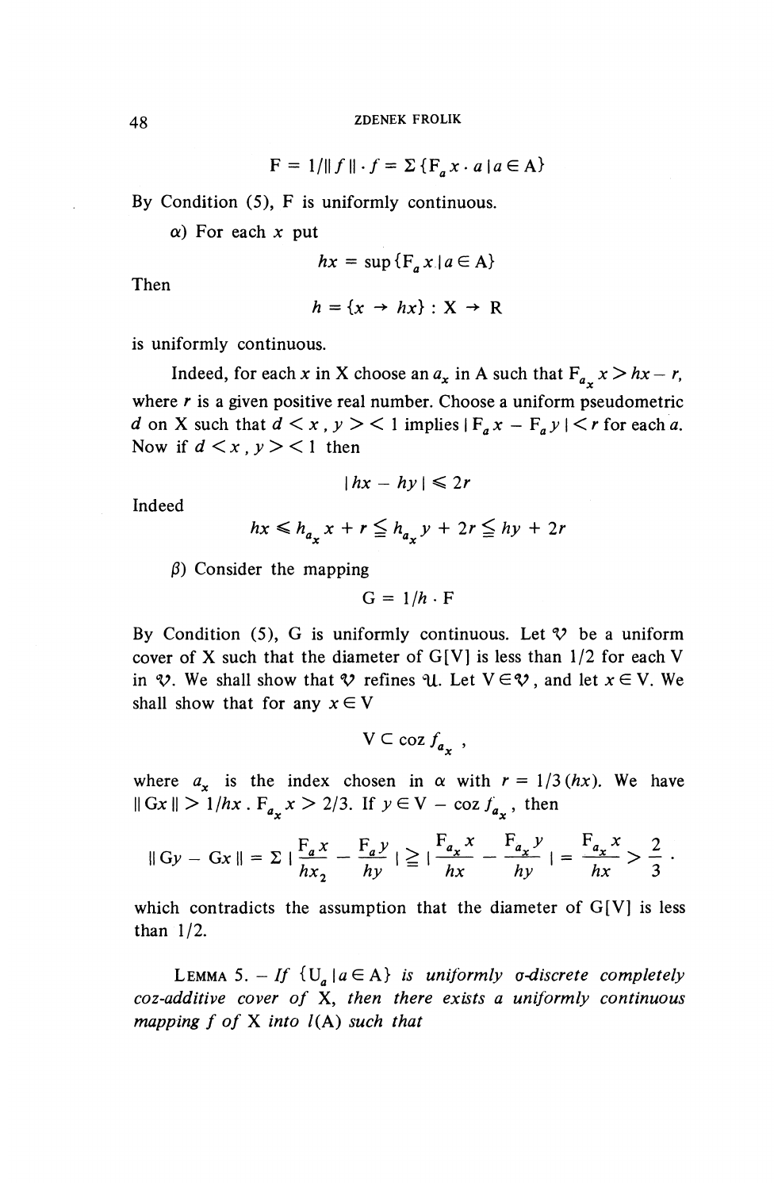$$F = 1/\|f\| \cdot f = \Sigma\{F_a x \cdot a \mid a \in A\}$$

By Condition (5), F is uniformly continuous.

$\alpha$) For each $x$ put

$$hx = \sup\{F_a x \mid a \in A\}$$

Then

$$h = \{x \to hx\} : X \to R$$

is uniformly continuous.

Indeed, for each $x$ in X choose an $a_x$ in A such that $F_{a_x} x > hx - r$, where $r$ is a given positive real number. Choose a uniform pseudometric $d$ on X such that $d < x, y > < 1$ implies $| F_a x - F_a y | < r$ for each $a$. Now if $d < x, y > < 1$ then

$$| hx - hy | \leqslant 2r$$

Indeed

$$hx \leqslant h_{a_x} x + r \leqq h_{a_x} y + 2r \leqq hy + 2r$$

$\beta$) Consider the mapping

$$G = 1/h \cdot F$$

By Condition (5), G is uniformly continuous. Let $\mathcal{V}$ be a uniform cover of X such that the diameter of G[V] is less than 1/2 for each V in $\mathcal{V}$. We shall show that $\mathcal{V}$ refines $\mathcal{U}$. Let $V \in \mathcal{V}$, and let $x \in V$. We shall show that for any $x \in V$

$$V \subset \operatorname{coz} f_{a_x},$$

where $a_x$ is the index chosen in $\alpha$ with $r = 1/3\,(hx)$. We have $\| Gx \| > 1/hx \,.\, F_{a_x} x > 2/3$. If $y \in V - \operatorname{coz} f_{a_x}$, then

$$\| Gy - Gx \| = \Sigma \left| \frac{F_a x}{hx_2} - \frac{F_a y}{hy} \right| \geqq \left| \frac{F_{a_x} x}{hx} - \frac{F_{a_x} y}{hy} \right| = \frac{F_{a_x} x}{hx} > \frac{2}{3}\,.$$

which contradicts the assumption that the diameter of G[V] is less than 1/2.

LEMMA 5. — *If* $\{U_a \mid a \in A\}$ *is uniformly* $\sigma$*-discrete completely coz-additive cover of* X, *then there exists a uniformly continuous mapping* $f$ *of* X *into* $l(A)$ *such that*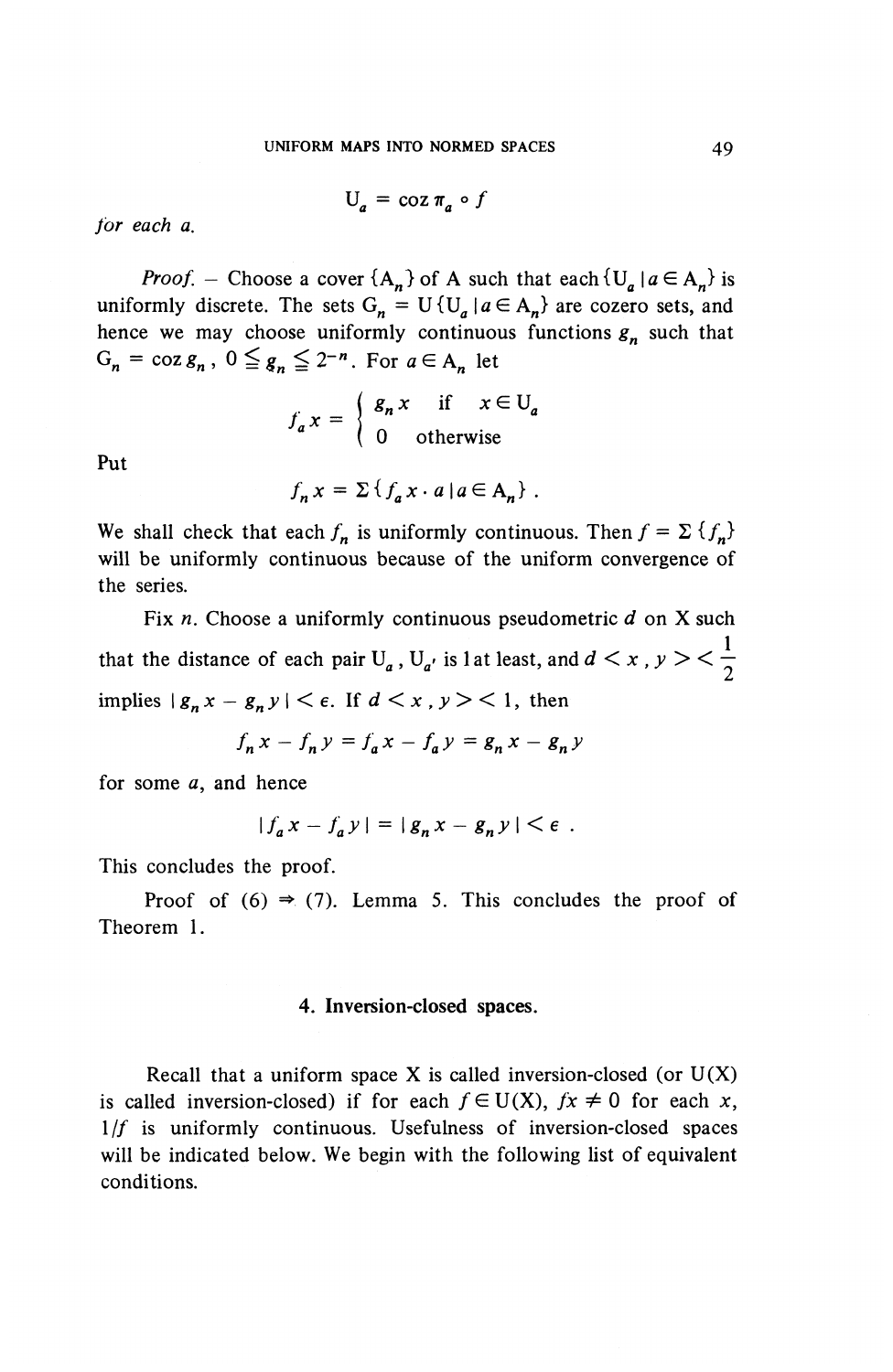$$\mathrm{U}_a = \operatorname{coz} \pi_a \circ f$$

*for each a.*

*Proof.* – Choose a cover $\{\mathrm{A}_n\}$ of A such that each $\{\mathrm{U}_a \mid a \in \mathrm{A}_n\}$ is uniformly discrete. The sets $\mathrm{G}_n = \cup \{\mathrm{U}_a \mid a \in \mathrm{A}_n\}$ are cozero sets, and hence we may choose uniformly continuous functions $g_n$ such that $\mathrm{G}_n = \operatorname{coz} g_n$, $0 \leqq g_n \leqq 2^{-n}$. For $a \in \mathrm{A}_n$ let

$$f_a x = \begin{cases} g_n x & \text{if} \quad x \in \mathrm{U}_a \\ 0 & \text{otherwise} \end{cases}$$

Put

$$f_n x = \Sigma \{ f_a x \cdot a \mid a \in \mathrm{A}_n \} .$$

We shall check that each $f_n$ is uniformly continuous. Then $f = \Sigma \{f_n\}$ will be uniformly continuous because of the uniform convergence of the series.

Fix $n$. Choose a uniformly continuous pseudometric $d$ on X such that the distance of each pair $\mathrm{U}_a$, $\mathrm{U}_{a'}$ is 1 at least, and $d < x , y > < \frac{1}{2}$ implies $| g_n x - g_n y | < \epsilon$. If $d < x , y > < 1$, then

$$f_n x - f_n y = f_a x - f_a y = g_n x - g_n y$$

for some $a$, and hence

$$| f_a x - f_a y | = | g_n x - g_n y | < \epsilon .$$

This concludes the proof.

Proof of (6) $\Rightarrow$ (7). Lemma 5. This concludes the proof of Theorem 1.

## 4. Inversion-closed spaces.

Recall that a uniform space X is called inversion-closed (or U(X) is called inversion-closed) if for each $f \in \mathrm{U(X)}$, $fx \neq 0$ for each $x$, $1/f$ is uniformly continuous. Usefulness of inversion-closed spaces will be indicated below. We begin with the following list of equivalent conditions.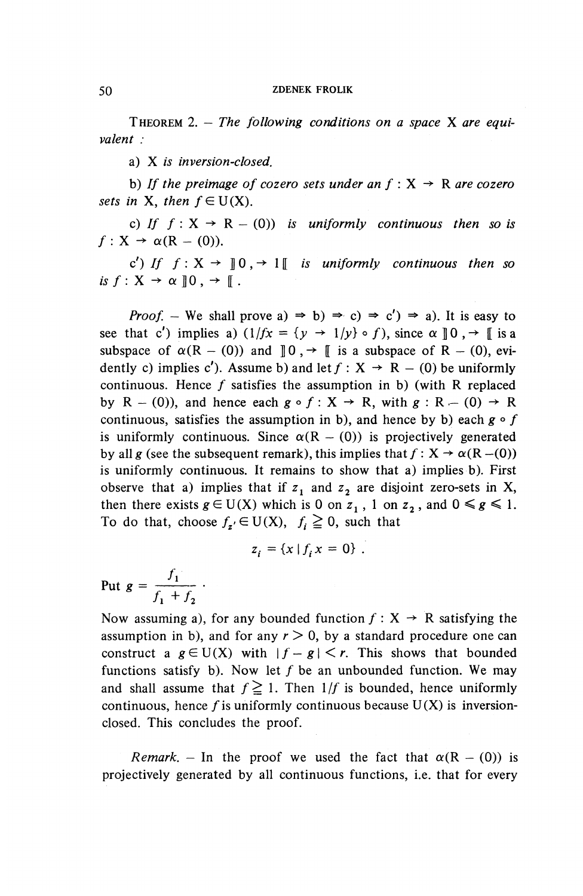THEOREM 2. – *The following conditions on a space* X *are equivalent :*

a) X *is inversion-closed.*

b) *If the preimage of cozero sets under an* $f : X \to R$ *are cozero sets in* X, *then* $f \in U(X)$.

c) *If* $f : X \to R - (0))$ *is uniformly continuous then so is* $f : X \to \alpha(R - (0))$.

c′) *If* $f : X \to ]\!]0, \to 1[\![$ *is uniformly continuous then so is* $f : X \to \alpha\, ]\!]0, \to [\![$.

*Proof.* – We shall prove a) ⇒ b) ⇒ c) ⇒ c′) ⇒ a). It is easy to see that c′) implies a) $(1/fx = \{y \to 1/y\} \circ f)$, since $\alpha\, ]\!]0, \to [\![$ is a subspace of $\alpha(R - (0))$ and $]\!]0, \to [\![$ is a subspace of $R - (0)$, evidently c) implies c′). Assume b) and let $f : X \to R - (0)$ be uniformly continuous. Hence $f$ satisfies the assumption in b) (with R replaced by $R - (0)$), and hence each $g \circ f : X \to R$, with $g : R - (0) \to R$ continuous, satisfies the assumption in b), and hence by b) each $g \circ f$ is uniformly continuous. Since $\alpha(R - (0))$ is projectively generated by all $g$ (see the subsequent remark), this implies that $f : X \to \alpha(R - (0))$ is uniformly continuous. It remains to show that a) implies b). First observe that a) implies that if $z_1$ and $z_2$ are disjoint zero-sets in X, then there exists $g \in U(X)$ which is 0 on $z_1$, 1 on $z_2$, and $0 \leqslant g \leqslant 1$. To do that, choose $f_{z'} \in U(X)$, $f_i \geqq 0$, such that

$$z_i = \{x \mid f_i x = 0\} .$$

Put $g = \dfrac{f_1}{f_1 + f_2}$ .

Now assuming a), for any bounded function $f : X \to R$ satisfying the assumption in b), and for any $r > 0$, by a standard procedure one can construct a $g \in U(X)$ with $|f - g| < r$. This shows that bounded functions satisfy b). Now let $f$ be an unbounded function. We may and shall assume that $f \geqq 1$. Then $1/f$ is bounded, hence uniformly continuous, hence $f$ is uniformly continuous because U(X) is inversion-closed. This concludes the proof.

*Remark.* – In the proof we used the fact that $\alpha(R - (0))$ is projectively generated by all continuous functions, i.e. that for every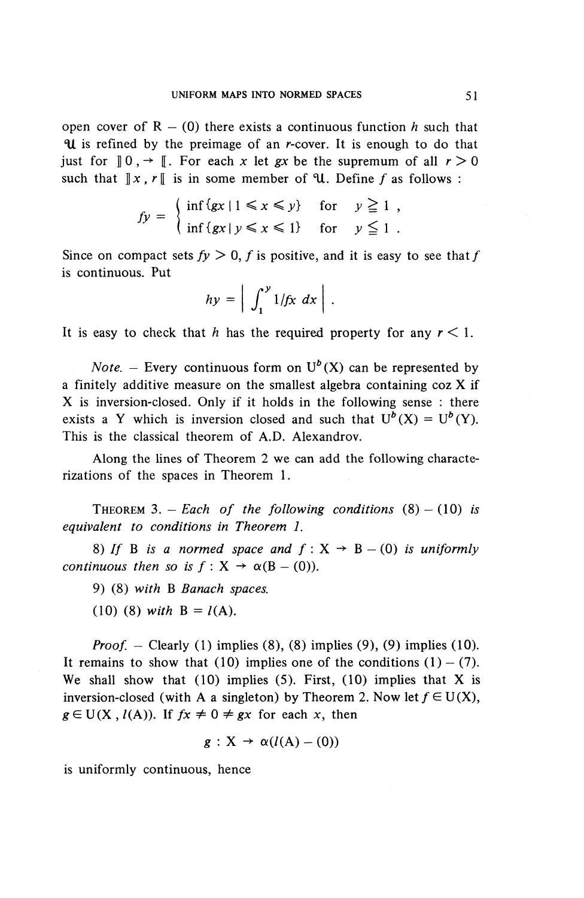open cover of $\mathrm{R} - (0)$ there exists a continuous function $h$ such that $\mathcal{U}$ is refined by the preimage of an $r$-cover. It is enough to do that just for $]\!]0, \rightarrow[\![$. For each $x$ let $gx$ be the supremum of all $r > 0$ such that $]\!]x, r[\![$ is in some member of $\mathcal{U}$. Define $f$ as follows :

$$fy = \begin{cases} \inf\{gx \mid 1 \leqslant x \leqslant y\} & \text{for} \quad y \geqq 1 , \\ \inf\{gx \mid y \leqslant x \leqslant 1\} & \text{for} \quad y \leqq 1 . \end{cases}$$

Since on compact sets $fy > 0$, $f$ is positive, and it is easy to see that $f$ is continuous. Put

$$hy = \left| \int_1^y 1/fx \, dx \right| .$$

It is easy to check that $h$ has the required property for any $r < 1$.

*Note.* – Every continuous form on $\mathrm{U}^b(\mathrm{X})$ can be represented by a finitely additive measure on the smallest algebra containing coz X if X is inversion-closed. Only if it holds in the following sense : there exists a Y which is inversion closed and such that $\mathrm{U}^b(\mathrm{X}) = \mathrm{U}^b(\mathrm{Y})$. This is the classical theorem of A.D. Alexandrov.

Along the lines of Theorem 2 we can add the following characterizations of the spaces in Theorem 1.

THEOREM 3. – *Each of the following conditions* (8) – (10) *is equivalent to conditions in Theorem 1.*

8) *If* B *is a normed space and* $f : \mathrm{X} \rightarrow \mathrm{B} - (0)$ *is uniformly continuous then so is* $f : \mathrm{X} \rightarrow \alpha(\mathrm{B} - (0))$.

9) (8) *with* B *Banach spaces.*

(10) (8) *with* $\mathrm{B} = l(\mathrm{A})$.

*Proof.* – Clearly (1) implies (8), (8) implies (9), (9) implies (10). It remains to show that (10) implies one of the conditions (1) – (7). We shall show that (10) implies (5). First, (10) implies that X is inversion-closed (with A a singleton) by Theorem 2. Now let $f \in \mathrm{U}(\mathrm{X})$, $g \in \mathrm{U}(\mathrm{X}, l(\mathrm{A}))$. If $fx \neq 0 \neq gx$ for each $x$, then

$$g : \mathrm{X} \rightarrow \alpha(l(\mathrm{A}) - (0))$$

is uniformly continuous, hence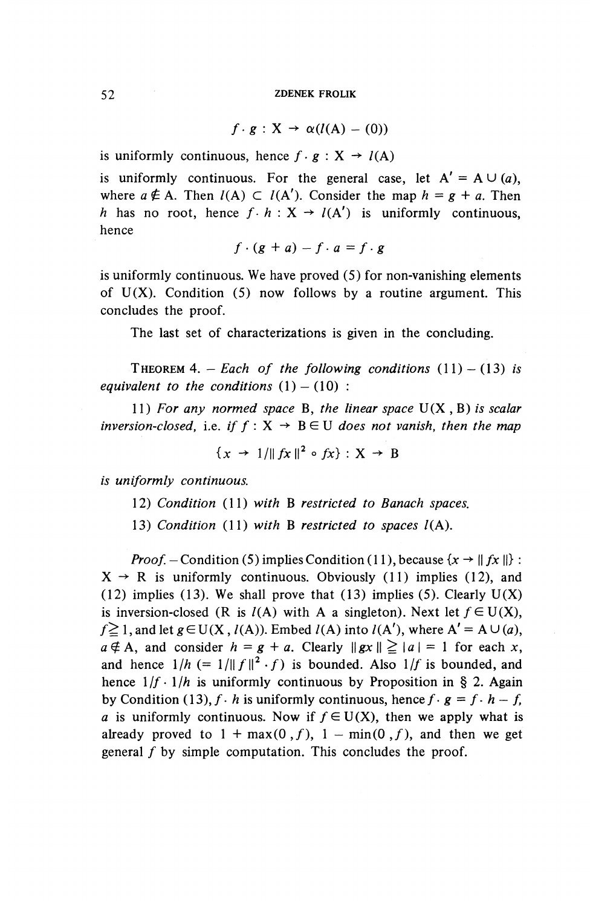$$f \cdot g : \mathrm{X} \to \alpha(l(\mathrm{A}) - (0))$$

is uniformly continuous, hence $f \cdot g : \mathrm{X} \to l(\mathrm{A})$ is uniformly continuous. For the general case, let $\mathrm{A}' = \mathrm{A} \cup (a)$, where $a \notin \mathrm{A}$. Then $l(\mathrm{A}) \subset l(\mathrm{A}')$. Consider the map $h = g + a$. Then $h$ has no root, hence $f \cdot h : \mathrm{X} \to l(\mathrm{A}')$ is uniformly continuous, hence

$$f \cdot (g + a) - f \cdot a = f \cdot g$$

is uniformly continuous. We have proved (5) for non-vanishing elements of $\mathrm{U}(\mathrm{X})$. Condition (5) now follows by a routine argument. This concludes the proof.

The last set of characterizations is given in the concluding.

THEOREM 4. – *Each of the following conditions* (11) – (13) *is equivalent to the conditions* (1) – (10) :

11) *For any normed space* B, *the linear space* $\mathrm{U}(\mathrm{X}, \mathrm{B})$ *is scalar inversion-closed, i.e. if* $f : \mathrm{X} \to \mathrm{B} \in \mathrm{U}$ *does not vanish, then the map*

$$\{x \to 1/\| fx \|^2 \circ fx\} : \mathrm{X} \to \mathrm{B}$$

*is uniformly continuous.*

12) *Condition* (11) *with* B *restricted to Banach spaces.*

13) *Condition* (11) *with* B *restricted to spaces* $l(\mathrm{A})$.

*Proof.* – Condition (5) implies Condition (11), because $\{x \to \| fx \|\} : \mathrm{X} \to \mathrm{R}$ is uniformly continuous. Obviously (11) implies (12), and (12) implies (13). We shall prove that (13) implies (5). Clearly $\mathrm{U}(\mathrm{X})$ is inversion-closed (R is $l(\mathrm{A})$ with A a singleton). Next let $f \in \mathrm{U}(\mathrm{X})$, $f \geqq 1$, and let $g \in \mathrm{U}(\mathrm{X}, l(\mathrm{A}))$. Embed $l(\mathrm{A})$ into $l(\mathrm{A}')$, where $\mathrm{A}' = \mathrm{A} \cup (a)$, $a \notin \mathrm{A}$, and consider $h = g + a$. Clearly $\| gx \| \geqq |a| = 1$ for each $x$, and hence $1/h$ $(= 1/\| f \|^2 \cdot f)$ is bounded. Also $1/f$ is bounded, and hence $1/f \cdot 1/h$ is uniformly continuous by Proposition in § 2. Again by Condition (13), $f \cdot h$ is uniformly continuous, hence $f \cdot g = f \cdot h - f$, $a$ is uniformly continuous. Now if $f \in \mathrm{U}(\mathrm{X})$, then we apply what is already proved to $1 + \max(0, f)$, $1 - \min(0, f)$, and then we get general $f$ by simple computation. This concludes the proof.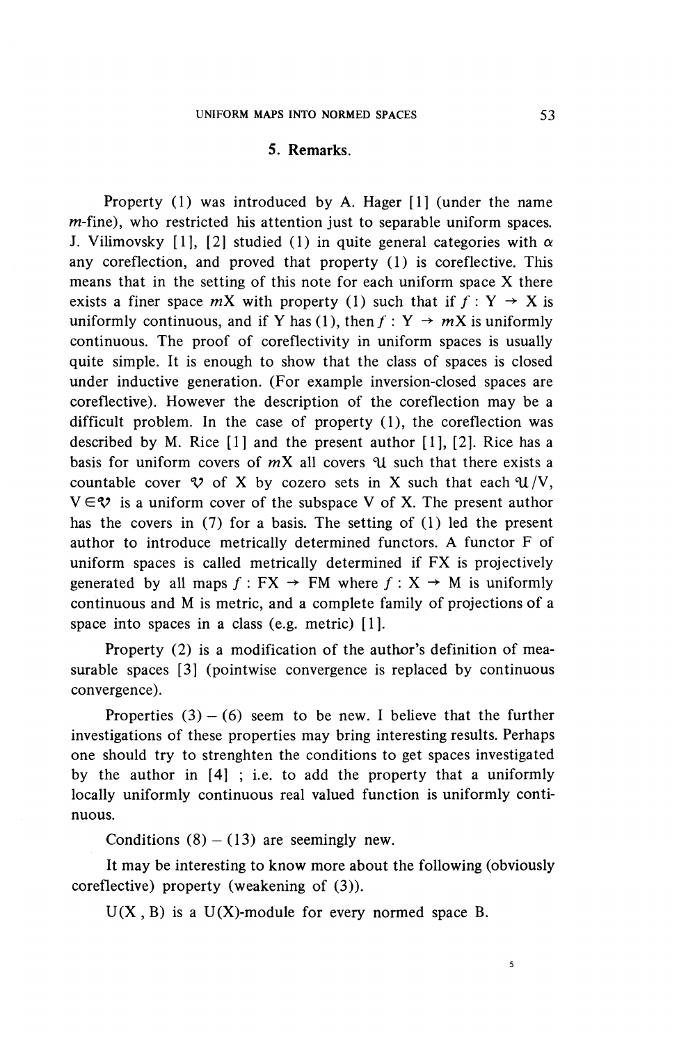## 5. Remarks.

Property (1) was introduced by A. Hager [1] (under the name $m$-fine), who restricted his attention just to separable uniform spaces. J. Vilimovsky [1], [2] studied (1) in quite general categories with $\alpha$ any coreflection, and proved that property (1) is coreflective. This means that in the setting of this note for each uniform space X there exists a finer space $m$X with property (1) such that if $f : \mathrm{Y} \to \mathrm{X}$ is uniformly continuous, and if Y has (1), then $f : \mathrm{Y} \to m\mathrm{X}$ is uniformly continuous. The proof of coreflectivity in uniform spaces is usually quite simple. It is enough to show that the class of spaces is closed under inductive generation. (For example inversion-closed spaces are coreflective). However the description of the coreflection may be a difficult problem. In the case of property (1), the coreflection was described by M. Rice [1] and the present author [1], [2]. Rice has a basis for uniform covers of $m$X all covers $\mathcal{U}$ such that there exists a countable cover $\mathcal{V}$ of X by cozero sets in X such that each $\mathcal{U}/\mathrm{V}$, $\mathrm{V} \in \mathcal{V}$ is a uniform cover of the subspace V of X. The present author has the covers in (7) for a basis. The setting of (1) led the present author to introduce metrically determined functors. A functor F of uniform spaces is called metrically determined if FX is projectively generated by all maps $f : \mathrm{FX} \to \mathrm{FM}$ where $f : \mathrm{X} \to \mathrm{M}$ is uniformly continuous and M is metric, and a complete family of projections of a space into spaces in a class (e.g. metric) [1].

Property (2) is a modification of the author's definition of measurable spaces [3] (pointwise convergence is replaced by continuous convergence).

Properties (3) – (6) seem to be new. I believe that the further investigations of these properties may bring interesting results. Perhaps one should try to strenghten the conditions to get spaces investigated by the author in [4] ; i.e. to add the property that a uniformly locally uniformly continuous real valued function is uniformly continuous.

Conditions (8) – (13) are seemingly new.

It may be interesting to know more about the following (obviously coreflective) property (weakening of (3)).

U(X , B) is a U(X)-module for every normed space B.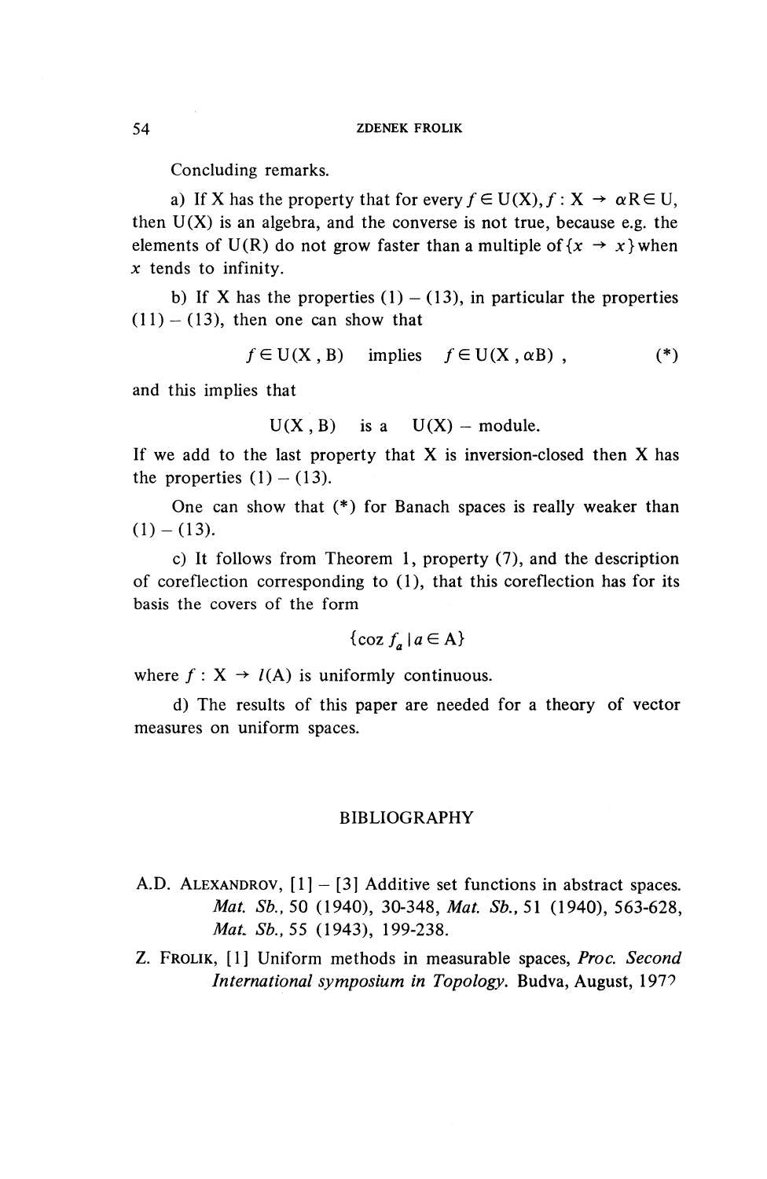Concluding remarks.

a) If X has the property that for every $f \in U(X), f : X \to \alpha R \in U$, then $U(X)$ is an algebra, and the converse is not true, because e.g. the elements of $U(R)$ do not grow faster than a multiple of $\{x \to x\}$ when $x$ tends to infinity.

b) If X has the properties (1) – (13), in particular the properties (11) – (13), then one can show that

$$f \in U(X, B) \quad \text{implies} \quad f \in U(X, \alpha B) , \qquad (*)$$

and this implies that

$$U(X, B) \quad \text{is a} \quad U(X) - \text{module.}$$

If we add to the last property that X is inversion-closed then X has the properties (1) – (13).

One can show that (*) for Banach spaces is really weaker than (1) – (13).

c) It follows from Theorem 1, property (7), and the description of coreflection corresponding to (1), that this coreflection has for its basis the covers of the form

$$\{\operatorname{coz} f_a \mid a \in A\}$$

where $f : X \to l(A)$ is uniformly continuous.

d) The results of this paper are needed for a theory of vector measures on uniform spaces.

## BIBLIOGRAPHY

A.D. Alexandrov, [1] – [3] Additive set functions in abstract spaces. *Mat. Sb.*, 50 (1940), 30-348, *Mat. Sb.*, 51 (1940), 563-628, *Mat. Sb.*, 55 (1943), 199-238.

Z. Frolik, [1] Uniform methods in measurable spaces, *Proc. Second International symposium in Topology*. Budva, August, 1972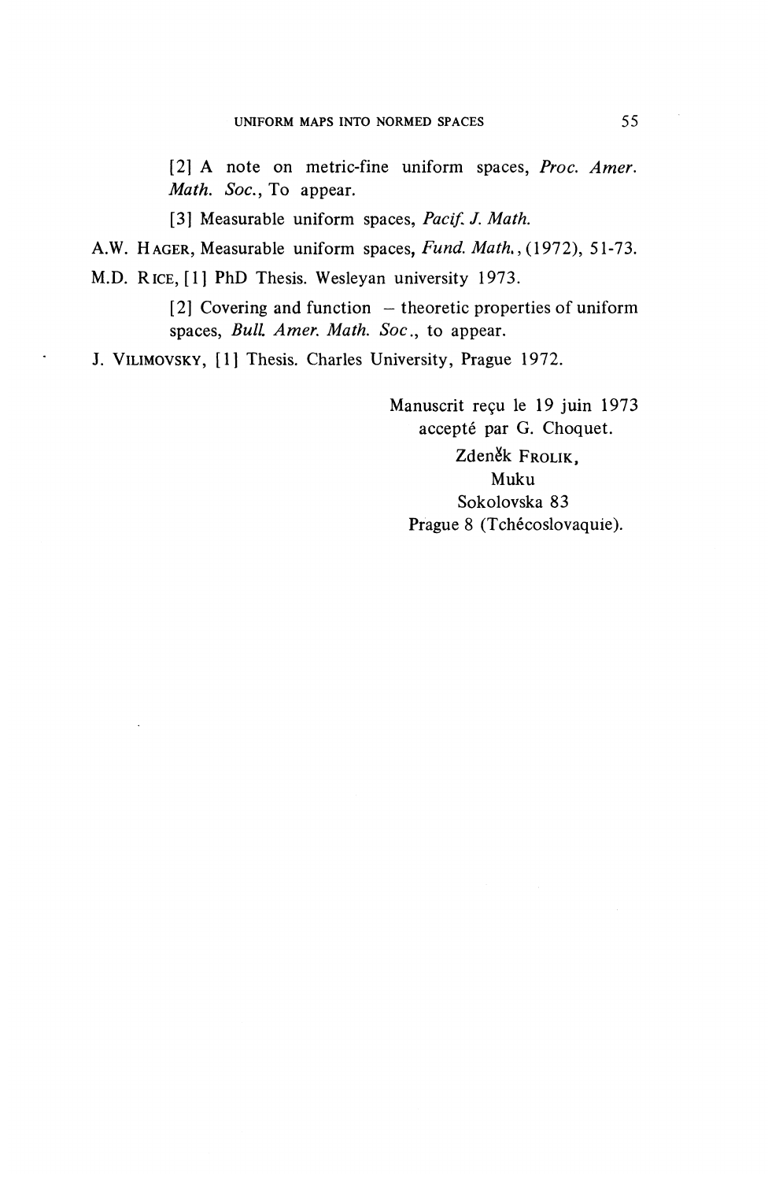[2] A note on metric-fine uniform spaces, *Proc. Amer. Math. Soc.*, To appear.

[3] Measurable uniform spaces, *Pacif. J. Math.*

A.W. HAGER, Measurable uniform spaces, *Fund. Math.*, (1972), 51-73.

M.D. RICE, [1] PhD Thesis. Wesleyan university 1973.

[2] Covering and function – theoretic properties of uniform spaces, *Bull. Amer. Math. Soc.*, to appear.

J. VILIMOVSKY, [1] Thesis. Charles University, Prague 1972.

Manuscrit reçu le 19 juin 1973
accepté par G. Choquet.

Zdeněk FROLIK,
Muku
Sokolovska 83
Prague 8 (Tchécoslovaquie).